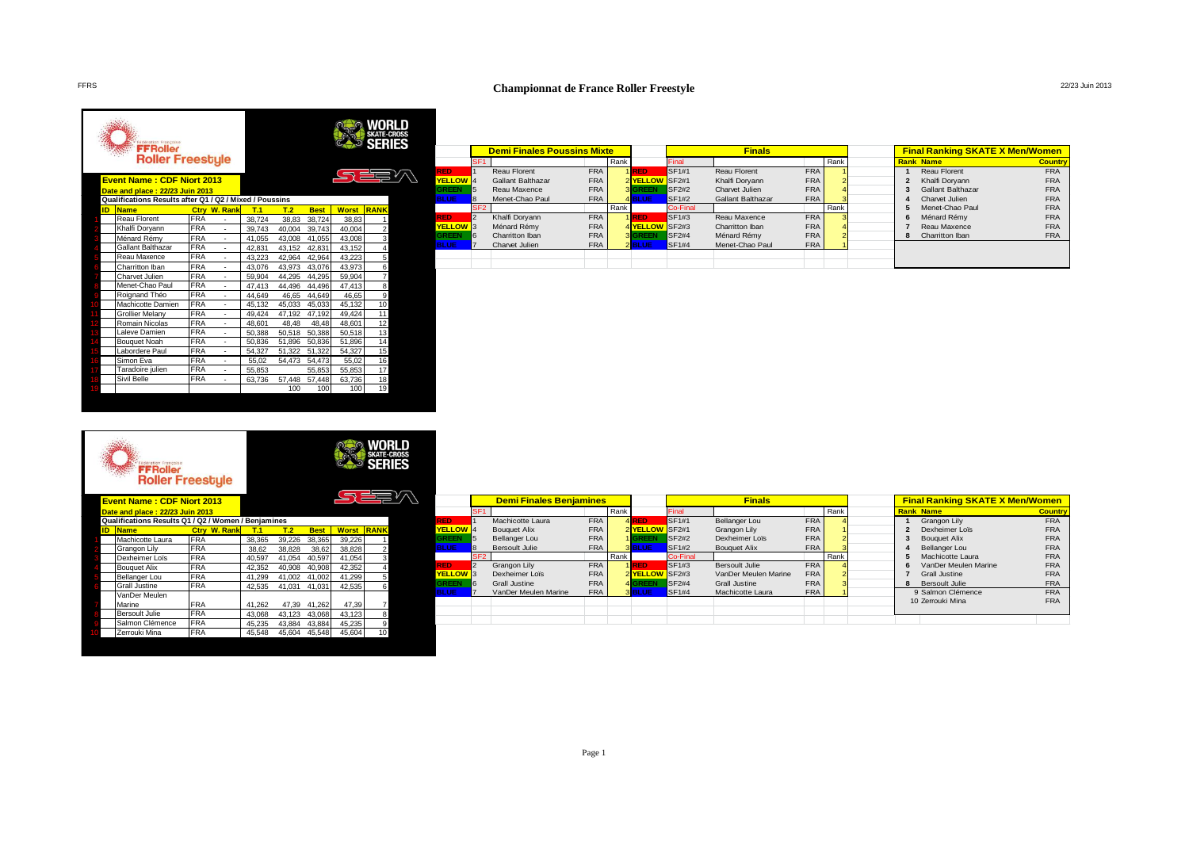FFRS

# Championnat de France Roller Freestyle

22/23 Juin 2013

FFRoller Roller Freestyle — WORLD SKATE-CROSS SERIES

**Event Name : CDF Niort 2013**

**Date and place : 22/23 Juin 2013**

**Qualifications Results after Q1 / Q2 / Mixed / Poussins**

| ID | Name | Ctry | W. Rank | T.1 | T.2 | Best | Worst | RANK |
|---|---|---|---|---|---|---|---|---|
| 1 | Reau Florent | FRA | - | 38,724 | 38,83 | 38,724 | 38,83 | 1 |
| 2 | Khalfi Doryann | FRA | - | 39,743 | 40,004 | 39,743 | 40,004 | 2 |
| 3 | Ménard Rémy | FRA | - | 41,055 | 43,008 | 41,055 | 43,008 | 3 |
| 4 | Gallant Balthazar | FRA | - | 42,831 | 43,152 | 42,831 | 43,152 | 4 |
| 5 | Reau Maxence | FRA | - | 43,223 | 42,964 | 42,964 | 43,223 | 5 |
| 6 | Charritton Iban | FRA | - | 43,076 | 43,973 | 43,076 | 43,973 | 6 |
| 7 | Charvet Julien | FRA | - | 59,904 | 44,295 | 44,295 | 59,904 | 7 |
| 8 | Menet-Chao Paul | FRA | - | 47,413 | 44,496 | 44,496 | 47,413 | 8 |
| 9 | Roignand Théo | FRA | - | 44,649 | 46,65 | 44,649 | 46,65 | 9 |
| 10 | Machicotte Damien | FRA | - | 45,132 | 45,033 | 45,033 | 45,132 | 10 |
| 11 | Grollier Melany | FRA | - | 49,424 | 47,192 | 47,192 | 49,424 | 11 |
| 12 | Romain Nicolas | FRA | - | 48,601 | 48,48 | 48,48 | 48,601 | 12 |
| 13 | Laleve Damien | FRA | - | 50,388 | 50,518 | 50,388 | 50,518 | 13 |
| 14 | Bouquet Noah | FRA | - | 50,836 | 51,896 | 50,836 | 51,896 | 14 |
| 15 | Labordere Paul | FRA | - | 54,327 | 51,322 | 51,322 | 54,327 | 15 |
| 16 | Simon Eva | FRA | - | 55,02 | 54,473 | 54,473 | 55,02 | 16 |
| 17 | Taradoire julien | FRA | - | 55,853 | | 55,853 | 55,853 | 17 |
| 18 | Sivil Belle | FRA | - | 63,736 | 57,448 | 57,448 | 63,736 | 18 |
| 19 | | | | | 100 | 100 | 100 | 19 |

**Demi Finales Poussins Mixte**

| | | SF1 | | Rank |
|---|---|---|---|---|
| RED | 1 | Reau Florent | FRA | 1 |
| YELLOW | 4 | Gallant Balthazar | FRA | 2 |
| GREEN | 5 | Reau Maxence | FRA | 3 |
| BLUE | 8 | Menet-Chao Paul | FRA | 4 |
| | | **SF2** | | **Rank** |
| RED | 2 | Khalfi Doryann | FRA | 1 |
| YELLOW | 3 | Ménard Rémy | FRA | 4 |
| GREEN | 6 | Charritton Iban | FRA | 3 |
| BLUE | 7 | Charvet Julien | FRA | 2 |

**Finals**

| | Final | | | Rank |
|---|---|---|---|---|
| RED | SF1#1 | Reau Florent | FRA | 1 |
| YELLOW | SF2#1 | Khalfi Doryann | FRA | 2 |
| GREEN | SF2#2 | Charvet Julien | FRA | 4 |
| BLUE | SF1#2 | Gallant Balthazar | FRA | 3 |
| | **Co-Final** | | | **Rank** |
| RED | SF1#3 | Reau Maxence | FRA | 3 |
| YELLOW | SF2#3 | Charritton Iban | FRA | 4 |
| GREEN | SF2#4 | Ménard Rémy | FRA | 2 |
| BLUE | SF1#4 | Menet-Chao Paul | FRA | 1 |

**Final Ranking SKATE X Men/Women**

| Rank | Name | Country |
|---|---|---|
| 1 | Reau Florent | FRA |
| 2 | Khalfi Doryann | FRA |
| 3 | Gallant Balthazar | FRA |
| 4 | Charvet Julien | FRA |
| 5 | Menet-Chao Paul | FRA |
| 6 | Ménard Rémy | FRA |
| 7 | Reau Maxence | FRA |
| 8 | Charritton Iban | FRA |

FFRoller Roller Freestyle — WORLD SKATE-CROSS SERIES

**Event Name : CDF Niort 2013**

**Date and place : 22/23 Juin 2013**

**Qualifications Results Q1 / Q2 / Women / Benjamines**

| ID | Name | Ctry | W. Rank | T.1 | T.2 | Best | Worst | RANK |
|---|---|---|---|---|---|---|---|---|
| 1 | Machicotte Laura | FRA | | 38,365 | 39,226 | 38,365 | 39,226 | 1 |
| 2 | Grangon Lily | FRA | | 38,62 | 38,828 | 38,62 | 38,828 | 2 |
| 3 | Dexheimer Loïs | FRA | | 40,597 | 41,054 | 40,597 | 41,054 | 3 |
| 4 | Bouquet Alix | FRA | | 42,352 | 40,908 | 40,908 | 42,352 | 4 |
| 5 | Bellanger Lou | FRA | | 41,299 | 41,002 | 41,002 | 41,299 | 5 |
| 6 | Grall Justine | FRA | | 42,535 | 41,031 | 41,031 | 42,535 | 6 |
| 7 | VanDer Meulen Marine | FRA | | 41,262 | 47,39 | 41,262 | 47,39 | 7 |
| 8 | Bersoult Julie | FRA | | 43,068 | 43,123 | 43,068 | 43,123 | 8 |
| 9 | Salmon Clémence | FRA | | 45,235 | 43,884 | 43,884 | 45,235 | 9 |
| 10 | Zerrouki Mina | FRA | | 45,548 | 45,604 | 45,548 | 45,604 | 10 |

**Demi Finales Benjamines**

| | | SF1 | | Rank |
|---|---|---|---|---|
| RED | 1 | Machicotte Laura | FRA | 4 |
| YELLOW | 4 | Bouquet Alix | FRA | 2 |
| GREEN | 5 | Bellanger Lou | FRA | 1 |
| BLUE | 8 | Bersoult Julie | FRA | 3 |
| | | **SF2** | | **Rank** |
| RED | 2 | Grangon Lily | FRA | 1 |
| YELLOW | 3 | Dexheimer Loïs | FRA | 2 |
| GREEN | 6 | Grall Justine | FRA | 4 |
| BLUE | 7 | VanDer Meulen Marine | FRA | 3 |

**Finals**

| | Final | | | Rank |
|---|---|---|---|---|
| RED | SF1#1 | Bellanger Lou | FRA | 4 |
| YELLOW | SF2#1 | Grangon Lily | FRA | 1 |
| GREEN | SF2#2 | Dexheimer Loïs | FRA | 2 |
| BLUE | SF1#2 | Bouquet Alix | FRA | 3 |
| | **Co-Final** | | | **Rank** |
| RED | SF1#3 | Bersoult Julie | FRA | 4 |
| YELLOW | SF2#3 | VanDer Meulen Marine | FRA | 2 |
| GREEN | SF2#4 | Grall Justine | FRA | 3 |
| BLUE | SF1#4 | Machicotte Laura | FRA | 1 |

**Final Ranking SKATE X Men/Women**

| Rank | Name | Country |
|---|---|---|
| 1 | Grangon Lily | FRA |
| 2 | Dexheimer Loïs | FRA |
| 3 | Bouquet Alix | FRA |
| 4 | Bellanger Lou | FRA |
| 5 | Machicotte Laura | FRA |
| 6 | VanDer Meulen Marine | FRA |
| 7 | Grall Justine | FRA |
| 8 | Bersoult Julie | FRA |
| 9 | Salmon Clémence | FRA |
| 10 | Zerrouki Mina | FRA |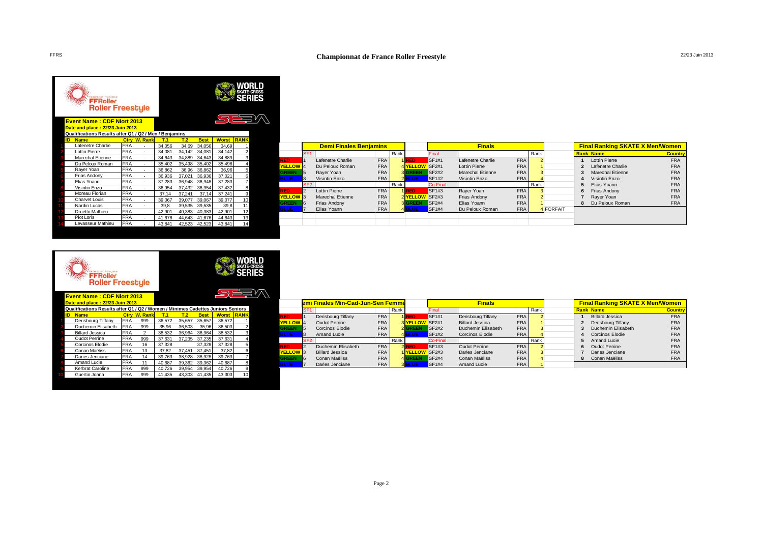# Championnat de France Roller Freestyle

FFRoller Roller Freestyle — WORLD SKATE-CROSS SERIES

**Event Name : CDF Niort 2013**

**Date and place : 22/23 Juin 2013**

**Qualifications Results after Q1 / Q2 / Men / Benjamins**

| ID | Name | Ctry | W. Rank | T.1 | T.2 | Best | Worst | RANK |
|---|---|---|---|---|---|---|---|---|
| 1 | Lafenetre Charlie | FRA | - | 34,056 | 34,69 | 34,056 | 34,69 | 1 |
| 2 | Lottin Pierre | FRA | - | 34,081 | 34,142 | 34,081 | 34,142 | 2 |
| 3 | Marechal Etienne | FRA | - | 34,643 | 34,889 | 34,643 | 34,889 | 3 |
| 4 | Du Peloux Roman | FRA | - | 35,402 | 35,498 | 35,402 | 35,498 | 4 |
| 5 | Rayer Yoan | FRA | - | 36,862 | 36,96 | 36,862 | 36,96 | 5 |
| 6 | Frias Andony | FRA | - | 36,936 | 37,021 | 36,936 | 37,021 | 6 |
| 7 | Elias Yoann | FRA | - | 37,283 | 36,948 | 36,948 | 37,283 | 7 |
| 8 | Visintin Enzo | FRA | - | 36,954 | 37,432 | 36,954 | 37,432 | 8 |
| 9 | Moreau Florian | FRA | - | 37,14 | 37,241 | 37,14 | 37,241 | 9 |
| 10 | Charvet Louis | FRA | - | 39,067 | 39,077 | 39,067 | 39,077 | 10 |
| 11 | Nardin Lucas | FRA | - | 39,8 | 39,535 | 39,535 | 39,8 | 11 |
| 12 | Druetto Mathieu | FRA | - | 42,901 | 40,383 | 40,383 | 42,901 | 12 |
| 13 | Piot Loris | FRA | - | 41,676 | 44,643 | 41,676 | 44,643 | 13 |
| 14 | Levasseur Mathieu | FRA | - | 43,841 | 42,523 | 42,523 | 43,841 | 14 |

**Demi Finales Benjamins**

| | SF1 | | | Rank |
|---|---|---|---|---|
| RED | 1 | Lafenetre Charlie | FRA | 1 |
| YELLOW | 4 | Du Peloux Roman | FRA | 4 |
| GREEN | 5 | Rayer Yoan | FRA | 3 |
| BLUE | 8 | Visintin Enzo | FRA | 2 |
| | **SF2** | | | **Rank** |
| RED | 2 | Lottin Pierre | FRA | 1 |
| YELLOW | 3 | Marechal Etienne | FRA | 2 |
| GREEN | 6 | Frias Andony | FRA | 3 |
| BLUE | 7 | Elias Yoann | FRA | 4 |

**Finals**

| | Final | | | Rank | |
|---|---|---|---|---|---|
| RED | SF1#1 | Lafenetre Charlie | FRA | 2 | |
| YELLOW | SF2#1 | Lottin Pierre | FRA | 1 | |
| GREEN | SF2#2 | Marechal Etienne | FRA | 3 | |
| BLUE | SF1#2 | Visintin Enzo | FRA | 4 | |
| | **Co-Final** | | | **Rank** | |
| RED | SF1#3 | Rayer Yoan | FRA | 3 | |
| YELLOW | SF2#3 | Frias Andony | FRA | 2 | |
| GREEN | SF2#4 | Elias Yoann | FRA | 1 | |
| BLUE | SF1#4 | Du Peloux Roman | FRA | 4 | FORFAIT |

**Final Ranking SKATE X Men/Women**

| Rank | Name | Country |
|---|---|---|
| 1 | Lottin Pierre | FRA |
| 2 | Lafenetre Charlie | FRA |
| 3 | Marechal Etienne | FRA |
| 4 | Visintin Enzo | FRA |
| 5 | Elias Yoann | FRA |
| 6 | Frias Andony | FRA |
| 7 | Rayer Yoan | FRA |
| 8 | Du Peloux Roman | FRA |

FFRoller Roller Freestyle — WORLD SKATE-CROSS SERIES

**Event Name : CDF Niort 2013**

**Date and place : 22/23 Juin 2013**

**Qualifications Results after Q1 / Q2 / Women / Minimes Cadettes Juniors Seniors**

| ID | Name | Ctry | W. Rank | T.1 | T.2 | Best | Worst | RANK |
|---|---|---|---|---|---|---|---|---|
| 1 | Derisbourg Tiffany | FRA | 999 | 36,572 | 35,657 | 35,657 | 36,572 | 1 |
| 2 | Duchemin Elisabeth | FRA | 999 | 35,96 | 36,503 | 35,96 | 36,503 | 2 |
| 3 | Billard Jessica | FRA | 2 | 38,532 | 36,964 | 36,964 | 38,532 | 3 |
| 4 | Oudot Perrine | FRA | 999 | 37,631 | 37,235 | 37,235 | 37,631 | 4 |
| 5 | Corcinos Elodie | FRA | 16 | 37,328 | | 37,328 | 37,328 | 5 |
| 6 | Conan Maëliss | FRA | 13 | 37,82 | 37,451 | 37,451 | 37,82 | 6 |
| 7 | Daries Jenciane | FRA | 14 | 39,763 | 38,928 | 38,928 | 39,763 | 7 |
| 8 | Amand Lucie | FRA | 11 | 40,687 | 39,362 | 39,362 | 40,687 | 8 |
| 9 | Kerbrat Caroline | FRA | 999 | 40,726 | 39,954 | 39,954 | 40,726 | 9 |
| 10 | Guertin Joana | FRA | 999 | 41,435 | 43,303 | 41,435 | 43,303 | 10 |

**emi Finales Min-Cad-Jun-Sen Femme**

| | SF1 | | | Rank |
|---|---|---|---|---|
| RED | 1 | Derisbourg Tiffany | FRA | 1 |
| YELLOW | 4 | Oudot Perrine | FRA | 3 |
| GREEN | 5 | Corcinos Elodie | FRA | 2 |
| BLUE | 8 | Amand Lucie | FRA | 4 |
| | **SF2** | | | **Rank** |
| RED | 2 | Duchemin Elisabeth | FRA | 2 |
| YELLOW | 3 | Billard Jessica | FRA | 1 |
| GREEN | 6 | Conan Maëliss | FRA | 4 |
| BLUE | 7 | Daries Jenciane | FRA | 3 |

**Finals**

| | Final | | | Rank |
|---|---|---|---|---|
| RED | SF1#1 | Derisbourg Tiffany | FRA | 2 |
| YELLOW | SF2#1 | Billard Jessica | FRA | 1 |
| GREEN | SF2#2 | Duchemin Elisabeth | FRA | 3 |
| BLUE | SF1#2 | Corcinos Elodie | FRA | 4 |
| | **Co-Final** | | | **Rank** |
| RED | SF1#3 | Oudot Perrine | FRA | 2 |
| YELLOW | SF2#3 | Daries Jenciane | FRA | 3 |
| GREEN | SF2#4 | Conan Maëliss | FRA | 4 |
| BLUE | SF1#4 | Amand Lucie | FRA | 1 |

**Final Ranking SKATE X Men/Women**

| Rank | Name | Country |
|---|---|---|
| 1 | Billard Jessica | FRA |
| 2 | Derisbourg Tiffany | FRA |
| 3 | Duchemin Elisabeth | FRA |
| 4 | Corcinos Elodie | FRA |
| 5 | Amand Lucie | FRA |
| 6 | Oudot Perrine | FRA |
| 7 | Daries Jenciane | FRA |
| 8 | Conan Maëliss | FRA |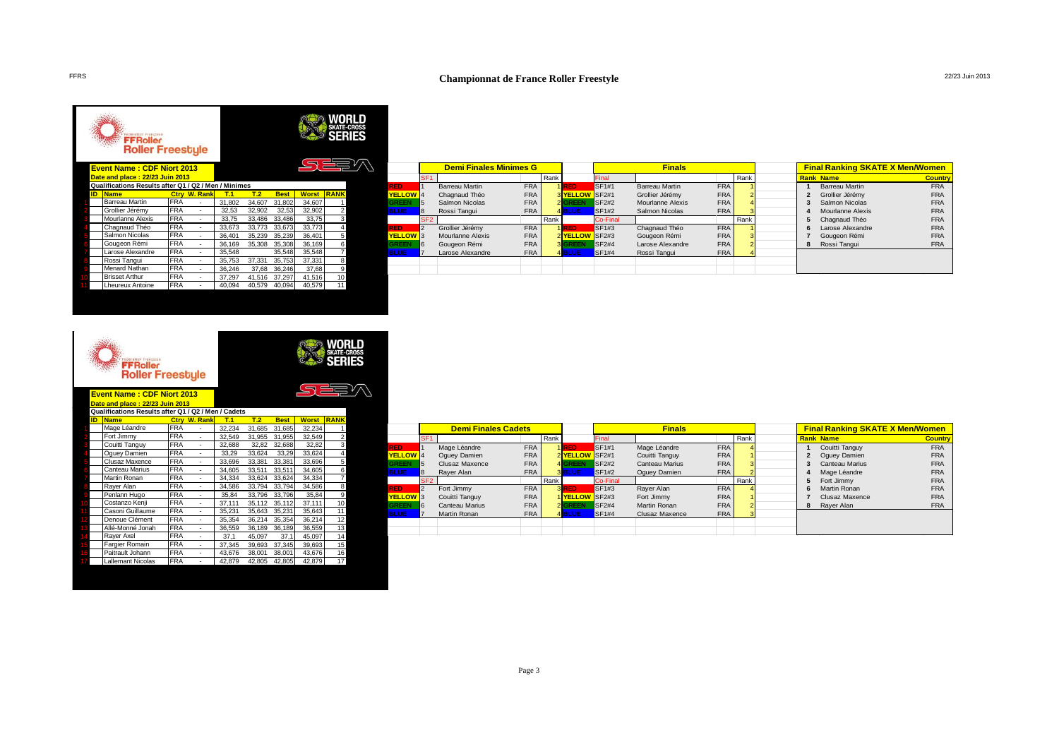FFRS

# Championnat de France Roller Freestyle

22/23 Juin 2013

FFRoller Roller Freestyle — WORLD SKATE-CROSS SERIES

**Event Name : CDF Niort 2013**

**Date and place : 22/23 Juin 2013**

**Qualifications Results after Q1 / Q2 / Men / Minimes**

| ID | Name | Ctry | W. Rank | T.1 | T.2 | Best | Worst | RANK |
|---|---|---|---|---|---|---|---|---|
| 1 | Barreau Martin | FRA | - | 31,802 | 34,607 | 31,802 | 34,607 | 1 |
| 2 | Grollier Jérémy | FRA | - | 32,53 | 32,902 | 32,53 | 32,902 | 2 |
| 3 | Mourlanne Alexis | FRA | - | 33,75 | 33,486 | 33,486 | 33,75 | 3 |
| 4 | Chagnaud Théo | FRA | - | 33,673 | 33,773 | 33,673 | 33,773 | 4 |
| 5 | Salmon Nicolas | FRA | - | 36,401 | 35,239 | 35,239 | 36,401 | 5 |
| 6 | Gougeon Rémi | FRA | - | 36,169 | 35,308 | 35,308 | 36,169 | 6 |
| 7 | Larose Alexandre | FRA | - | 35,548 | | 35,548 | 35,548 | 7 |
| 8 | Rossi Tangui | FRA | - | 35,753 | 37,331 | 35,753 | 37,331 | 8 |
| 9 | Menard Nathan | FRA | - | 36,246 | 37,68 | 36,246 | 37,68 | 9 |
| 10 | Brisset Arthur | FRA | - | 37,297 | 41,516 | 37,297 | 41,516 | 10 |
| 11 | Lheureux Antoine | FRA | - | 40,094 | 40,579 | 40,094 | 40,579 | 11 |

**Demi Finales Minimes G**

| | SF1 | | | Rank |
|---|---|---|---|---|
| RED | 1 | Barreau Martin | FRA | 1 |
| YELLOW | 4 | Chagnaud Théo | FRA | 3 |
| GREEN | 5 | Salmon Nicolas | FRA | 2 |
| BLUE | 8 | Rossi Tangui | FRA | 4 |
| | **SF2** | | | **Rank** |
| RED | 2 | Grollier Jérémy | FRA | 1 |
| YELLOW | 3 | Mourlanne Alexis | FRA | 2 |
| GREEN | 6 | Gougeon Rémi | FRA | 3 |
| BLUE | 7 | Larose Alexandre | FRA | 4 |

**Finals**

| | Final | | | Rank |
|---|---|---|---|---|
| RED | SF1#1 | Barreau Martin | FRA | 1 |
| YELLOW | SF2#1 | Grollier Jérémy | FRA | 2 |
| GREEN | SF2#2 | Mourlanne Alexis | FRA | 4 |
| BLUE | SF1#2 | Salmon Nicolas | FRA | 3 |
| | **Co-Final** | | | **Rank** |
| RED | SF1#3 | Chagnaud Théo | FRA | 1 |
| YELLOW | SF2#3 | Gougeon Rémi | FRA | 3 |
| GREEN | SF2#4 | Larose Alexandre | FRA | 2 |
| BLUE | SF1#4 | Rossi Tangui | FRA | 4 |

**Final Ranking SKATE X Men/Women**

| Rank | Name | Country |
|---|---|---|
| 1 | Barreau Martin | FRA |
| 2 | Grollier Jérémy | FRA |
| 3 | Salmon Nicolas | FRA |
| 4 | Mourlanne Alexis | FRA |
| 5 | Chagnaud Théo | FRA |
| 6 | Larose Alexandre | FRA |
| 7 | Gougeon Rémi | FRA |
| 8 | Rossi Tangui | FRA |

FFRoller Roller Freestyle — WORLD SKATE-CROSS SERIES

**Event Name : CDF Niort 2013**

**Date and place : 22/23 Juin 2013**

**Qualifications Results after Q1 / Q2 / Men / Cadets**

| ID | Name | Ctry | W. Rank | T.1 | T.2 | Best | Worst | RANK |
|---|---|---|---|---|---|---|---|---|
| 1 | Mage Léandre | FRA | - | 32,234 | 31,685 | 31,685 | 32,234 | 1 |
| 2 | Fort Jimmy | FRA | - | 32,549 | 31,955 | 31,955 | 32,549 | 2 |
| 3 | Couitti Tanguy | FRA | - | 32,688 | 32,82 | 32,688 | 32,82 | 3 |
| 4 | Oguey Damien | FRA | - | 33,29 | 33,624 | 33,29 | 33,624 | 4 |
| 5 | Clusaz Maxence | FRA | - | 33,696 | 33,381 | 33,381 | 33,696 | 5 |
| 6 | Canteau Marius | FRA | - | 34,605 | 33,511 | 33,511 | 34,605 | 6 |
| 7 | Martin Ronan | FRA | - | 34,334 | 33,624 | 33,624 | 34,334 | 7 |
| 8 | Rayer Alan | FRA | - | 34,586 | 33,794 | 33,794 | 34,586 | 8 |
| 9 | Penlann Hugo | FRA | - | 35,84 | 33,796 | 33,796 | 35,84 | 9 |
| 10 | Costanzo Kenji | FRA | - | 37,111 | 35,112 | 35,112 | 37,111 | 10 |
| 11 | Casoni Guillaume | FRA | - | 35,231 | 35,643 | 35,231 | 35,643 | 11 |
| 12 | Denoue Clément | FRA | - | 35,354 | 36,214 | 35,354 | 36,214 | 12 |
| 13 | Allé-Monné Jonah | FRA | - | 36,559 | 36,189 | 36,189 | 36,559 | 13 |
| 14 | Rayer Axel | FRA | - | 37,1 | 45,097 | 37,1 | 45,097 | 14 |
| 15 | Fargier Romain | FRA | - | 37,345 | 39,693 | 37,345 | 39,693 | 15 |
| 16 | Paitrault Johann | FRA | - | 43,676 | 38,001 | 38,001 | 43,676 | 16 |
| 17 | Lallemant Nicolas | FRA | - | 42,879 | 42,805 | 42,805 | 42,879 | 17 |

**Demi Finales Cadets**

| | SF1 | | | Rank |
|---|---|---|---|---|
| RED | 1 | Mage Léandre | FRA | 1 |
| YELLOW | 4 | Oguey Damien | FRA | 2 |
| GREEN | 5 | Clusaz Maxence | FRA | 4 |
| BLUE | 8 | Rayer Alan | FRA | 3 |
| | **SF2** | | | **Rank** |
| RED | 2 | Fort Jimmy | FRA | 3 |
| YELLOW | 3 | Couitti Tanguy | FRA | 1 |
| GREEN | 6 | Canteau Marius | FRA | 2 |
| BLUE | 7 | Martin Ronan | FRA | 4 |

**Finals**

| | Final | | | Rank |
|---|---|---|---|---|
| RED | SF1#1 | Mage Léandre | FRA | 4 |
| YELLOW | SF2#1 | Couitti Tanguy | FRA | 1 |
| GREEN | SF2#2 | Canteau Marius | FRA | 3 |
| BLUE | SF1#2 | Oguey Damien | FRA | 2 |
| | **Co-Final** | | | **Rank** |
| RED | SF1#3 | Rayer Alan | FRA | 4 |
| YELLOW | SF2#3 | Fort Jimmy | FRA | 1 |
| GREEN | SF2#4 | Martin Ronan | FRA | 2 |
| BLUE | SF1#4 | Clusaz Maxence | FRA | 3 |

**Final Ranking SKATE X Men/Women**

| Rank | Name | Country |
|---|---|---|
| 1 | Couitti Tanguy | FRA |
| 2 | Oguey Damien | FRA |
| 3 | Canteau Marius | FRA |
| 4 | Mage Léandre | FRA |
| 5 | Fort Jimmy | FRA |
| 6 | Martin Ronan | FRA |
| 7 | Clusaz Maxence | FRA |
| 8 | Rayer Alan | FRA |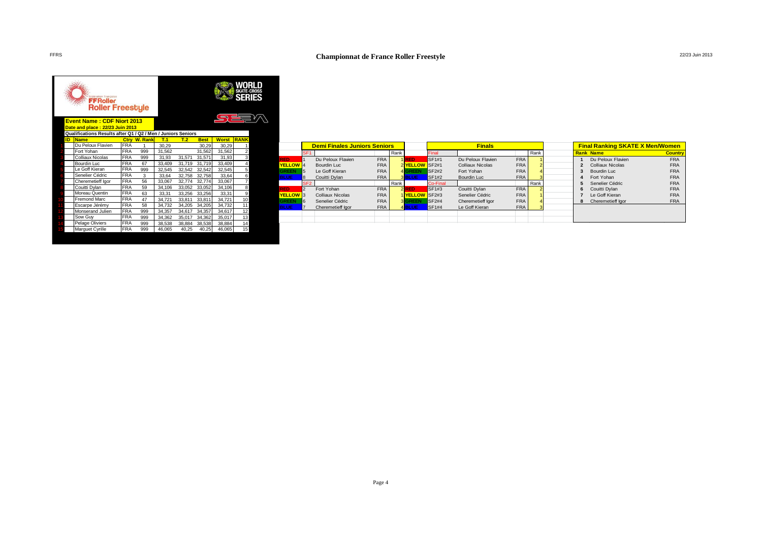# Championnat de France Roller Freestyle

FFRoller Roller Freestyle — WORLD SKATE-CROSS SERIES

**Event Name : CDF Niort 2013**

**Date and place : 22/23 Juin 2013**

**Qualifications Results after Q1 / Q2 / Men / Juniors Seniors**

| ID | Name | Ctry | W. Rank | T.1 | T.2 | Best | Worst | RANK |
|---|---|---|---|---|---|---|---|---|
| 1 | Du Peloux Flavien | FRA | 1 | 30,29 | | 30,29 | 30,29 | 1 |
| 2 | Fort Yohan | FRA | 999 | 31,562 | | 31,562 | 31,562 | 2 |
| 3 | Colliaux Nicolas | FRA | 999 | 31,93 | 31,571 | 31,571 | 31,93 | 3 |
| 4 | Bourdin Luc | FRA | 67 | 33,409 | 31,719 | 31,719 | 33,409 | 4 |
| 5 | Le Goff Kieran | FRA | 999 | 32,545 | 32,542 | 32,542 | 32,545 | 5 |
| 6 | Senelier Cédric | FRA | 3 | 33,64 | 32,758 | 32,758 | 33,64 | 6 |
| 7 | Cheremetieff Igor | FRA | 56 | 33,067 | 32,774 | 32,774 | 33,067 | 7 |
| 8 | Couitti Dylan | FRA | 59 | 34,106 | 33,052 | 33,052 | 34,106 | 8 |
| 9 | Moreau Quentin | FRA | 63 | 33,31 | 33,256 | 33,256 | 33,31 | 9 |
| 10 | Fremond Marc | FRA | 47 | 34,721 | 33,811 | 33,811 | 34,721 | 10 |
| 11 | Escarpe Jérémy | FRA | 58 | 34,732 | 34,205 | 34,205 | 34,732 | 11 |
| 12 | Monserand Julien | FRA | 999 | 34,357 | 34,617 | 34,357 | 34,617 | 12 |
| 13 | Sow Guy | FRA | 999 | 34,362 | 35,017 | 34,362 | 35,017 | 13 |
| 14 | Pelage Oliviers | FRA | 999 | 38,538 | 38,884 | 38,538 | 38,884 | 14 |
| 15 | Marquet Cyrille | FRA | 999 | 46,065 | 40,25 | 40,25 | 46,065 | 15 |

## Demi Finales Juniors Seniors

| | | | | Rank |
|---|---|---|---|---|
| | SF1 | | | Rank |
| RED | 1 | Du Peloux Flavien | FRA | 1 |
| YELLOW | 4 | Bourdin Luc | FRA | 2 |
| GREEN | 5 | Le Goff Kieran | FRA | 4 |
| BLUE | 8 | Couitti Dylan | FRA | 3 |
| | SF2 | | | Rank |
| RED | 2 | Fort Yohan | FRA | 2 |
| YELLOW | 3 | Colliaux Nicolas | FRA | 1 |
| GREEN | 6 | Senelier Cédric | FRA | 3 |
| BLUE | 7 | Cheremetieff Igor | FRA | 4 |

## Finals

| | | | | Rank |
|---|---|---|---|---|
| | Final | | | Rank |
| RED | SF1#1 | Du Peloux Flavien | FRA | 1 |
| YELLOW | SF2#1 | Colliaux Nicolas | FRA | 2 |
| GREEN | SF2#2 | Fort Yohan | FRA | 4 |
| BLUE | SF1#2 | Bourdin Luc | FRA | 3 |
| | Co-Final | | | Rank |
| RED | SF1#3 | Couitti Dylan | FRA | 2 |
| YELLOW | SF2#3 | Senelier Cédric | FRA | 1 |
| GREEN | SF2#4 | Cheremetieff Igor | FRA | 4 |
| BLUE | SF1#4 | Le Goff Kieran | FRA | 3 |

## Final Ranking SKATE X Men/Women

| Rank | Name | Country |
|---|---|---|
| 1 | Du Peloux Flavien | FRA |
| 2 | Colliaux Nicolas | FRA |
| 3 | Bourdin Luc | FRA |
| 4 | Fort Yohan | FRA |
| 5 | Senelier Cédric | FRA |
| 6 | Couitti Dylan | FRA |
| 7 | Le Goff Kieran | FRA |
| 8 | Cheremetieff Igor | FRA |